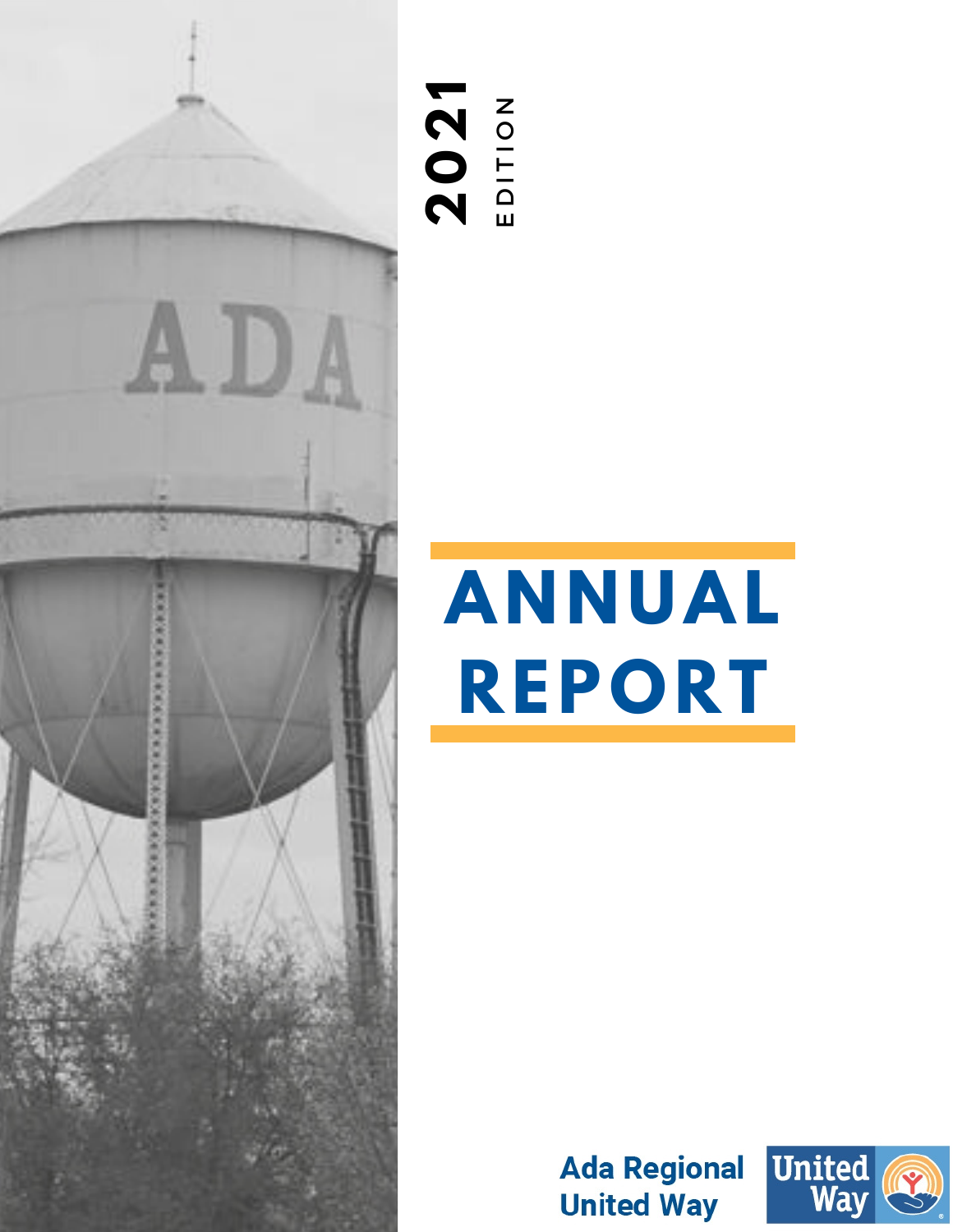2021 EDITION

# ANNUAL REPORT

Ada Regional United Way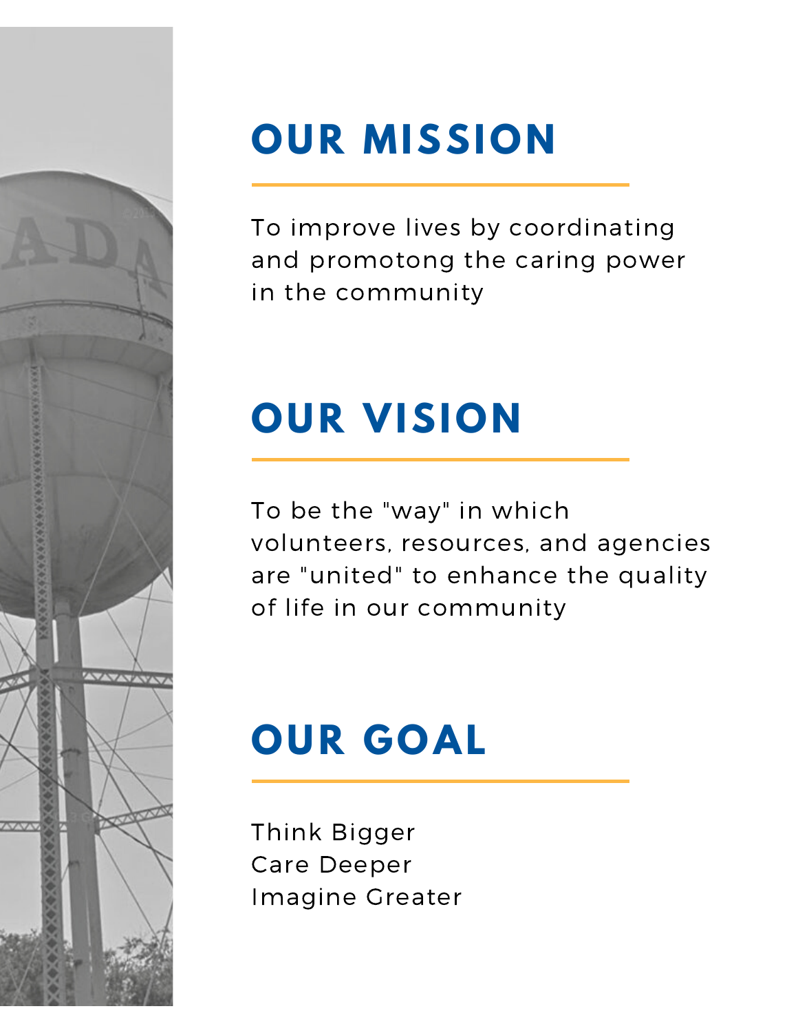## OUR MISSION

To improve lives by coordinating and promotong the caring power in the community

## OUR VISION

To be the "way" in which volunteers, resources, and agencies are "united" to enhance the quality of life in our community

## OUR GOAL

Think Bigger
Care Deeper
Imagine Greater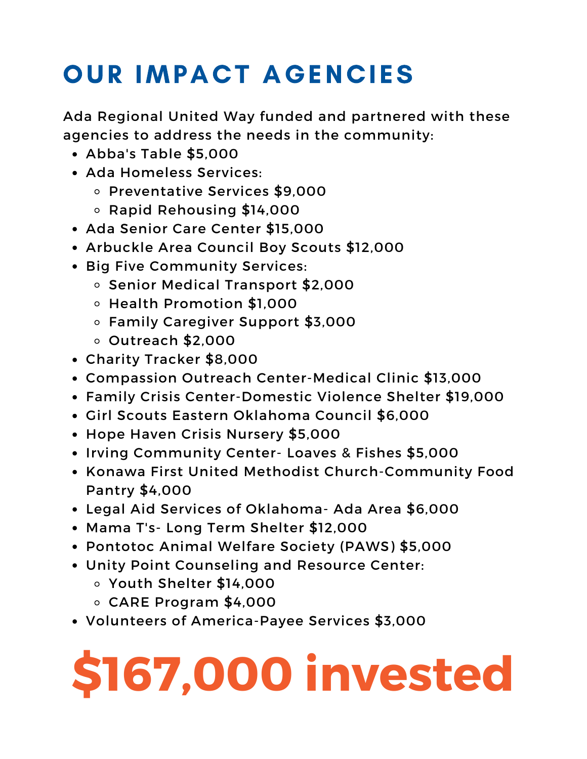# OUR IMPACT AGENCIES

Ada Regional United Way funded and partnered with these agencies to address the needs in the community:

- Abba's Table $5,000
- Ada Homeless Services:
  - Preventative Services $9,000
  - Rapid Rehousing $14,000
- Ada Senior Care Center $15,000
- Arbuckle Area Council Boy Scouts $12,000
- Big Five Community Services:
  - Senior Medical Transport $2,000
  - Health Promotion $1,000
  - Family Caregiver Support $3,000
  - Outreach $2,000
- Charity Tracker $8,000
- Compassion Outreach Center-Medical Clinic $13,000
- Family Crisis Center-Domestic Violence Shelter $19,000
- Girl Scouts Eastern Oklahoma Council $6,000
- Hope Haven Crisis Nursery $5,000
- Irving Community Center- Loaves & Fishes $5,000
- Konawa First United Methodist Church-Community Food Pantry $4,000
- Legal Aid Services of Oklahoma- Ada Area $6,000
- Mama T's- Long Term Shelter $12,000
- Pontotoc Animal Welfare Society (PAWS) $5,000
- Unity Point Counseling and Resource Center:
  - Youth Shelter $14,000
  - CARE Program $4,000
- Volunteers of America-Payee Services $3,000

# $167,000 invested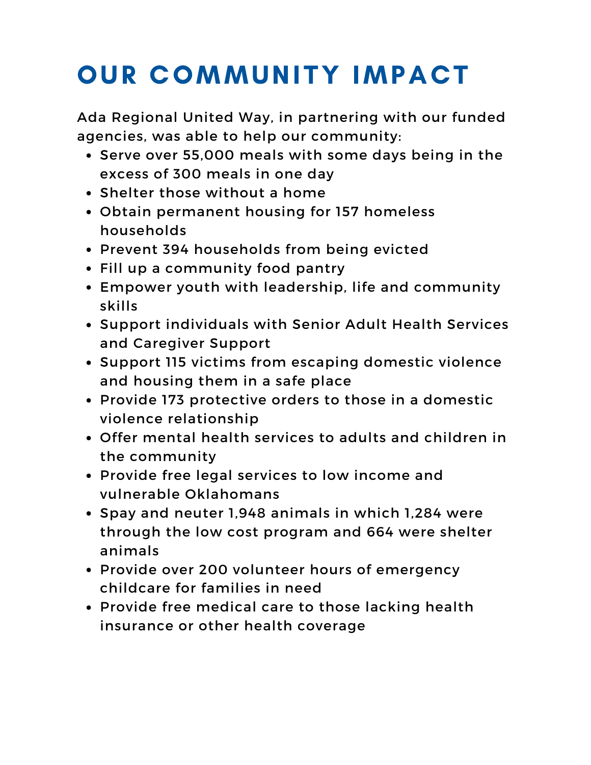# OUR COMMUNITY IMPACT

Ada Regional United Way, in partnering with our funded agencies, was able to help our community:

- Serve over 55,000 meals with some days being in the excess of 300 meals in one day
- Shelter those without a home
- Obtain permanent housing for 157 homeless households
- Prevent 394 households from being evicted
- Fill up a community food pantry
- Empower youth with leadership, life and community skills
- Support individuals with Senior Adult Health Services and Caregiver Support
- Support 115 victims from escaping domestic violence and housing them in a safe place
- Provide 173 protective orders to those in a domestic violence relationship
- Offer mental health services to adults and children in the community
- Provide free legal services to low income and vulnerable Oklahomans
- Spay and neuter 1,948 animals in which 1,284 were through the low cost program and 664 were shelter animals
- Provide over 200 volunteer hours of emergency childcare for families in need
- Provide free medical care to those lacking health insurance or other health coverage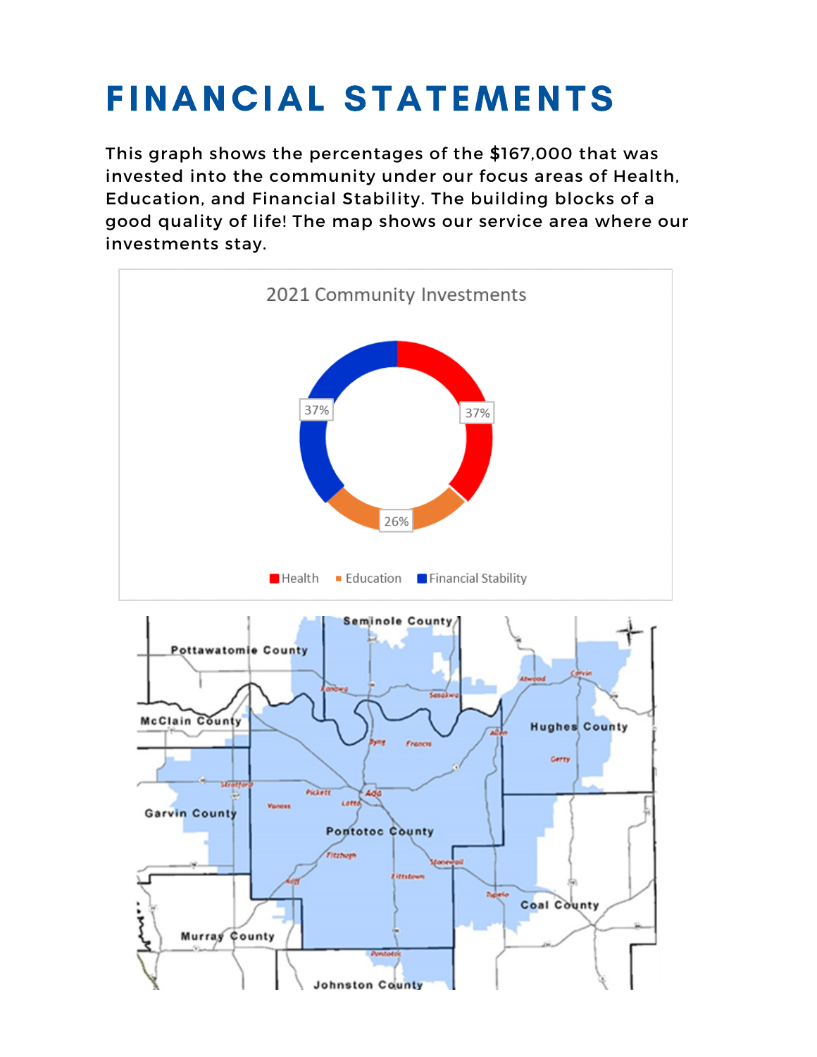# FINANCIAL STATEMENTS

This graph shows the percentages of the $167,000 that was invested into the community under our focus areas of Health, Education, and Financial Stability. The building blocks of a good quality of life! The map shows our service area where our investments stay.

2021 Community Investments

37%

37%

26%

Health Education Financial Stability

Seminole County
Pottawatomie County
McClain County
Hughes County
Garvin County
Pontotoc County
Coal County
Murray County
Johnston County
Konawa
Sasakwa
Atwood
Calvin
Byng
Francis
Allen
Gerty
Stratford
Pickett
Ada
Latta
Vanoss
Fitzhugh
Stonewall
Roff
Fittstown
Tupelo
Pontotoc